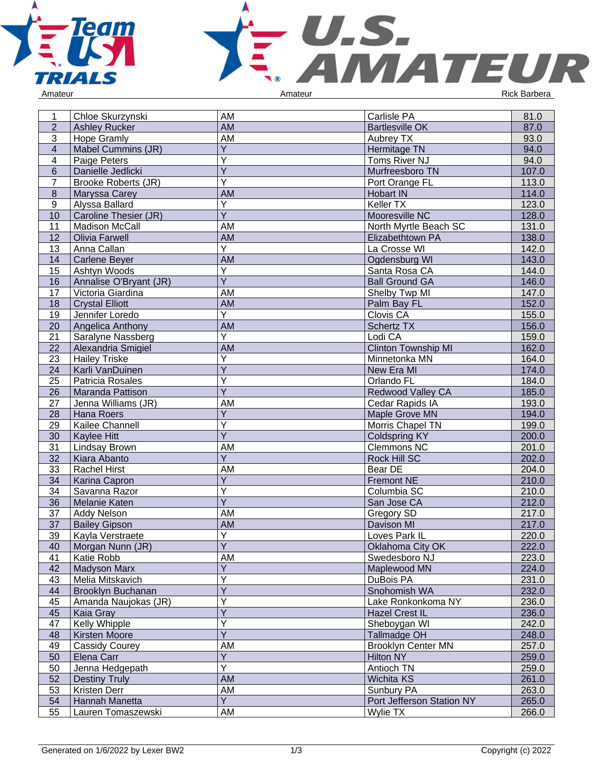Amateur | Amateur | Rick Barbera

| | | | | |
|---|---|---|---|---|
| 1 | Chloe Skurzynski | AM | Carlisle PA | 81.0 |
| 2 | Ashley Rucker | AM | Bartlesville OK | 87.0 |
| 3 | Hope Gramly | AM | Aubrey TX | 93.0 |
| 4 | Mabel Cummins (JR) | Y | Hermitage TN | 94.0 |
| 4 | Paige Peters | Y | Toms River NJ | 94.0 |
| 6 | Danielle Jedlicki | Y | Murfreesboro TN | 107.0 |
| 7 | Brooke Roberts (JR) | Y | Port Orange FL | 113.0 |
| 8 | Maryssa Carey | AM | Hobart IN | 114.0 |
| 9 | Alyssa Ballard | Y | Keller TX | 123.0 |
| 10 | Caroline Thesier (JR) | Y | Mooresville NC | 128.0 |
| 11 | Madison McCall | AM | North Myrtle Beach SC | 131.0 |
| 12 | Olivia Farwell | AM | Elizabethtown PA | 138.0 |
| 13 | Anna Callan | Y | La Crosse WI | 142.0 |
| 14 | Carlene Beyer | AM | Ogdensburg WI | 143.0 |
| 15 | Ashtyn Woods | Y | Santa Rosa CA | 144.0 |
| 16 | Annalise O'Bryant (JR) | Y | Ball Ground GA | 146.0 |
| 17 | Victoria Giardina | AM | Shelby Twp MI | 147.0 |
| 18 | Crystal Elliott | AM | Palm Bay FL | 152.0 |
| 19 | Jennifer Loredo | Y | Clovis CA | 155.0 |
| 20 | Angelica Anthony | AM | Schertz TX | 156.0 |
| 21 | Saralyne Nassberg | Y | Lodi CA | 159.0 |
| 22 | Alexandria Smigiel | AM | Clinton Township MI | 162.0 |
| 23 | Hailey Triske | Y | Minnetonka MN | 164.0 |
| 24 | Karli VanDuinen | Y | New Era MI | 174.0 |
| 25 | Patricia Rosales | Y | Orlando FL | 184.0 |
| 26 | Maranda Pattison | Y | Redwood Valley CA | 185.0 |
| 27 | Jenna Williams (JR) | AM | Cedar Rapids IA | 193.0 |
| 28 | Hana Roers | Y | Maple Grove MN | 194.0 |
| 29 | Kailee Channell | Y | Morris Chapel TN | 199.0 |
| 30 | Kaylee Hitt | Y | Coldspring KY | 200.0 |
| 31 | Lindsay Brown | AM | Clemmons NC | 201.0 |
| 32 | Kiara Abanto | Y | Rock Hill SC | 202.0 |
| 33 | Rachel Hirst | AM | Bear DE | 204.0 |
| 34 | Karina Capron | Y | Fremont NE | 210.0 |
| 34 | Savanna Razor | Y | Columbia SC | 210.0 |
| 36 | Melanie Katen | Y | San Jose CA | 212.0 |
| 37 | Addy Nelson | AM | Gregory SD | 217.0 |
| 37 | Bailey Gipson | AM | Davison MI | 217.0 |
| 39 | Kayla Verstraete | Y | Loves Park IL | 220.0 |
| 40 | Morgan Nunn (JR) | Y | Oklahoma City OK | 222.0 |
| 41 | Katie Robb | AM | Swedesboro NJ | 223.0 |
| 42 | Madyson Marx | Y | Maplewood MN | 224.0 |
| 43 | Melia Mitskavich | Y | DuBois PA | 231.0 |
| 44 | Brooklyn Buchanan | Y | Snohomish WA | 232.0 |
| 45 | Amanda Naujokas (JR) | Y | Lake Ronkonkoma NY | 236.0 |
| 45 | Kaia Gray | Y | Hazel Crest IL | 236.0 |
| 47 | Kelly Whipple | Y | Sheboygan WI | 242.0 |
| 48 | Kirsten Moore | Y | Tallmadge OH | 248.0 |
| 49 | Cassidy Courey | AM | Brooklyn Center MN | 257.0 |
| 50 | Elena Carr | Y | Hilton NY | 259.0 |
| 50 | Jenna Hedgepath | Y | Antioch TN | 259.0 |
| 52 | Destiny Truly | AM | Wichita KS | 261.0 |
| 53 | Kristen Derr | AM | Sunbury PA | 263.0 |
| 54 | Hannah Manetta | Y | Port Jefferson Station NY | 265.0 |
| 55 | Lauren Tomaszewski | AM | Wylie TX | 266.0 |

Generated on 1/6/2022 by Lexer BW2 | Copyright (c) 2022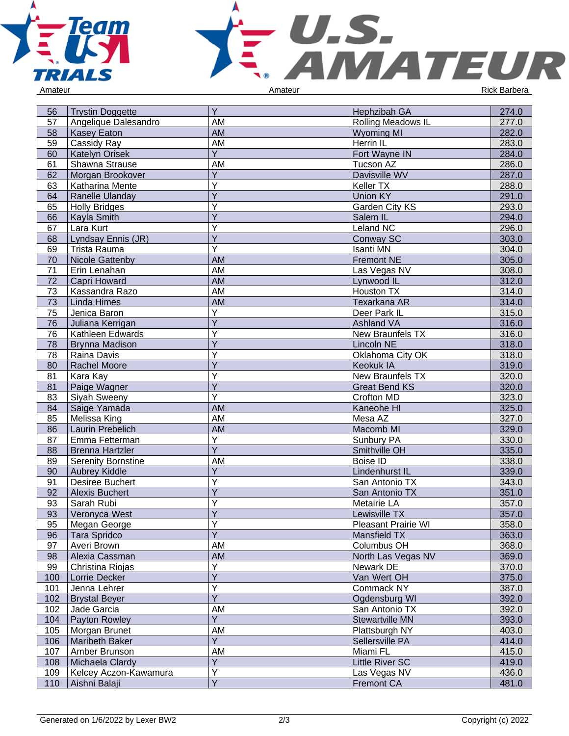Amateur — Amateur — Rick Barbera

| 56 | Trystin Doggette | Y | Hephzibah GA | 274.0 |
|---|---|---|---|---|
| 57 | Angelique Dalesandro | AM | Rolling Meadows IL | 277.0 |
| 58 | Kasey Eaton | AM | Wyoming MI | 282.0 |
| 59 | Cassidy Ray | AM | Herrin IL | 283.0 |
| 60 | Katelyn Orisek | Y | Fort Wayne IN | 284.0 |
| 61 | Shawna Strause | AM | Tucson AZ | 286.0 |
| 62 | Morgan Brookover | Y | Davisville WV | 287.0 |
| 63 | Katharina Mente | Y | Keller TX | 288.0 |
| 64 | Ranelle Ulanday | Y | Union KY | 291.0 |
| 65 | Holly Bridges | Y | Garden City KS | 293.0 |
| 66 | Kayla Smith | Y | Salem IL | 294.0 |
| 67 | Lara Kurt | Y | Leland NC | 296.0 |
| 68 | Lyndsay Ennis (JR) | Y | Conway SC | 303.0 |
| 69 | Trista Rauma | Y | Isanti MN | 304.0 |
| 70 | Nicole Gattenby | AM | Fremont NE | 305.0 |
| 71 | Erin Lenahan | AM | Las Vegas NV | 308.0 |
| 72 | Capri Howard | AM | Lynwood IL | 312.0 |
| 73 | Kassandra Razo | AM | Houston TX | 314.0 |
| 73 | Linda Himes | AM | Texarkana AR | 314.0 |
| 75 | Jenica Baron | Y | Deer Park IL | 315.0 |
| 76 | Juliana Kerrigan | Y | Ashland VA | 316.0 |
| 76 | Kathleen Edwards | Y | New Braunfels TX | 316.0 |
| 78 | Brynna Madison | Y | Lincoln NE | 318.0 |
| 78 | Raina Davis | Y | Oklahoma City OK | 318.0 |
| 80 | Rachel Moore | Y | Keokuk IA | 319.0 |
| 81 | Kara Kay | Y | New Braunfels TX | 320.0 |
| 81 | Paige Wagner | Y | Great Bend KS | 320.0 |
| 83 | Siyah Sweeny | Y | Crofton MD | 323.0 |
| 84 | Saige Yamada | AM | Kaneohe HI | 325.0 |
| 85 | Melissa King | AM | Mesa AZ | 327.0 |
| 86 | Laurin Prebelich | AM | Macomb MI | 329.0 |
| 87 | Emma Fetterman | Y | Sunbury PA | 330.0 |
| 88 | Brenna Hartzler | Y | Smithville OH | 335.0 |
| 89 | Serenity Bornstine | AM | Boise ID | 338.0 |
| 90 | Aubrey Kiddle | Y | Lindenhurst IL | 339.0 |
| 91 | Desiree Buchert | Y | San Antonio TX | 343.0 |
| 92 | Alexis Buchert | Y | San Antonio TX | 351.0 |
| 93 | Sarah Rubi | Y | Metairie LA | 357.0 |
| 93 | Veronyca West | Y | Lewisville TX | 357.0 |
| 95 | Megan George | Y | Pleasant Prairie WI | 358.0 |
| 96 | Tara Spridco | Y | Mansfield TX | 363.0 |
| 97 | Averi Brown | AM | Columbus OH | 368.0 |
| 98 | Alexia Cassman | AM | North Las Vegas NV | 369.0 |
| 99 | Christina Riojas | Y | Newark DE | 370.0 |
| 100 | Lorrie Decker | Y | Van Wert OH | 375.0 |
| 101 | Jenna Lehrer | Y | Commack NY | 387.0 |
| 102 | Brystal Beyer | Y | Ogdensburg WI | 392.0 |
| 102 | Jade Garcia | AM | San Antonio TX | 392.0 |
| 104 | Payton Rowley | Y | Stewartville MN | 393.0 |
| 105 | Morgan Brunet | AM | Plattsburgh NY | 403.0 |
| 106 | Maribeth Baker | Y | Sellersville PA | 414.0 |
| 107 | Amber Brunson | AM | Miami FL | 415.0 |
| 108 | Michaela Clardy | Y | Little River SC | 419.0 |
| 109 | Kelcey Aczon-Kawamura | Y | Las Vegas NV | 436.0 |
| 110 | Aishni Balaji | Y | Fremont CA | 481.0 |

Generated on 1/6/2022 by Lexer BW2 — Copyright (c) 2022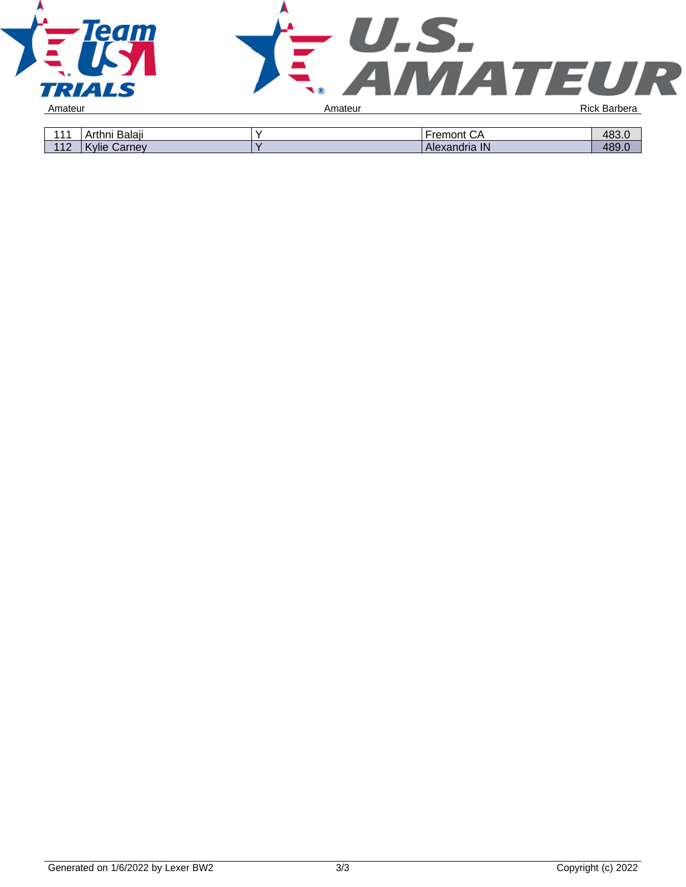| | | | | |
|---|---|---|---|---|
| 111 | Arthni Balaji | Y | Fremont CA | 483.0 |
| 112 | Kylie Carney | Y | Alexandria IN | 489.0 |